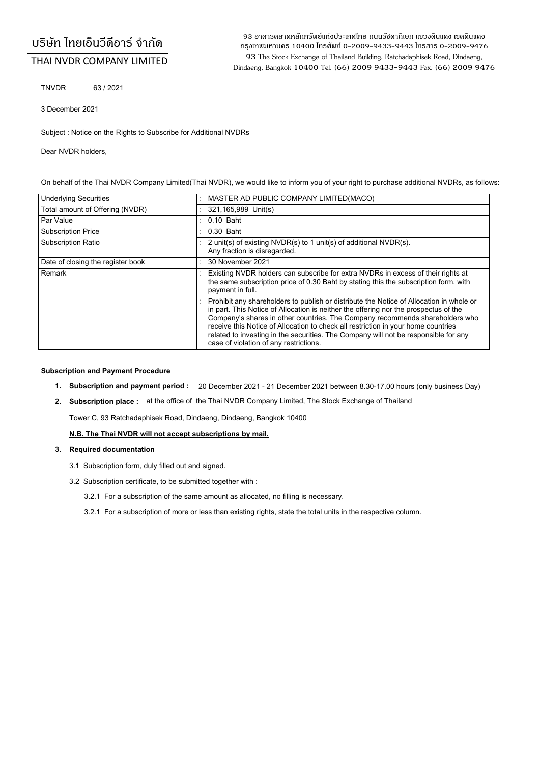# บริษัท ไทยเอ็นวีดีอาร์ จำกัด

## THAI NVDR COMPANY LIMITED

93 อาคารตลาดหลักทรัพย์แห่งประเทศไทย ถนนรัชดาภิเษก แขวงดินแดง เขตดินแดง กรุงเทพมหานคร 10400 โทรศัพท์ 0-2009-9433-9443 โทรสาร 0-2009-9476
93 The Stock Exchange of Thailand Building, Ratchadaphisek Road, Dindaeng, Dindaeng, Bangkok 10400 Tel. (66) 2009 9433-9443 Fax. (66) 2009 9476

TNVDR 63 / 2021

3 December 2021

Subject : Notice on the Rights to Subscribe for Additional NVDRs

Dear NVDR holders,

On behalf of the Thai NVDR Company Limited(Thai NVDR), we would like to inform you of your right to purchase additional NVDRs, as follows:

| | |
|---|---|
| Underlying Securities | : MASTER AD PUBLIC COMPANY LIMITED(MACO) |
| Total amount of Offering (NVDR) | : 321,165,989 Unit(s) |
| Par Value | : 0.10 Baht |
| Subscription Price | : 0.30 Baht |
| Subscription Ratio | : 2 unit(s) of existing NVDR(s) to 1 unit(s) of additional NVDR(s). Any fraction is disregarded. |
| Date of closing the register book | : 30 November 2021 |
| Remark | : Existing NVDR holders can subscribe for extra NVDRs in excess of their rights at the same subscription price of 0.30 Baht by stating this the subscription form, with payment in full. |
| | : Prohibit any shareholders to publish or distribute the Notice of Allocation in whole or in part. This Notice of Allocation is neither the offering nor the prospectus of the Company's shares in other countries. The Company recommends shareholders who receive this Notice of Allocation to check all restriction in your home countries related to investing in the securities. The Company will not be responsible for any case of violation of any restrictions. |

**Subscription and Payment Procedure**

1. **Subscription and payment period :** 20 December 2021 - 21 December 2021 between 8.30-17.00 hours (only business Day)
2. **Subscription place :** at the office of the Thai NVDR Company Limited, The Stock Exchange of Thailand

   Tower C, 93 Ratchadaphisek Road, Dindaeng, Dindaeng, Bangkok 10400

   **N.B. The Thai NVDR will not accept subscriptions by mail.**

3. **Required documentation**

   3.1 Subscription form, duly filled out and signed.

   3.2 Subscription certificate, to be submitted together with :

   3.2.1 For a subscription of the same amount as allocated, no filling is necessary.

   3.2.1 For a subscription of more or less than existing rights, state the total units in the respective column.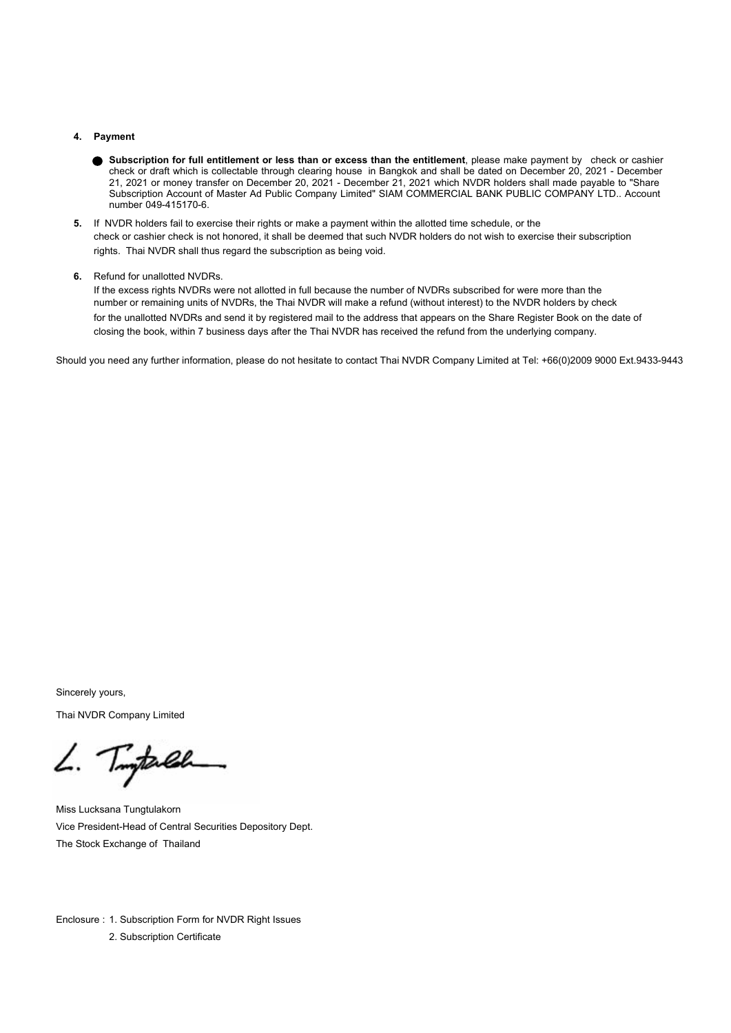**4. Payment**

- **Subscription for full entitlement or less than or excess than the entitlement**, please make payment by check or cashier check or draft which is collectable through clearing house in Bangkok and shall be dated on December 20, 2021 - December 21, 2021 or money transfer on December 20, 2021 - December 21, 2021 which NVDR holders shall made payable to "Share Subscription Account of Master Ad Public Company Limited" SIAM COMMERCIAL BANK PUBLIC COMPANY LTD.. Account number 049-415170-6.

**5.** If NVDR holders fail to exercise their rights or make a payment within the allotted time schedule, or the check or cashier check is not honored, it shall be deemed that such NVDR holders do not wish to exercise their subscription rights. Thai NVDR shall thus regard the subscription as being void.

**6.** Refund for unallotted NVDRs.
If the excess rights NVDRs were not allotted in full because the number of NVDRs subscribed for were more than the number or remaining units of NVDRs, the Thai NVDR will make a refund (without interest) to the NVDR holders by check for the unallotted NVDRs and send it by registered mail to the address that appears on the Share Register Book on the date of closing the book, within 7 business days after the Thai NVDR has received the refund from the underlying company.

Should you need any further information, please do not hesitate to contact Thai NVDR Company Limited at Tel: +66(0)2009 9000 Ext.9433-9443

Sincerely yours,

Thai NVDR Company Limited

Miss Lucksana Tungtulakorn
Vice President-Head of Central Securities Depository Dept.
The Stock Exchange of Thailand

Enclosure : 1. Subscription Form for NVDR Right Issues
2. Subscription Certificate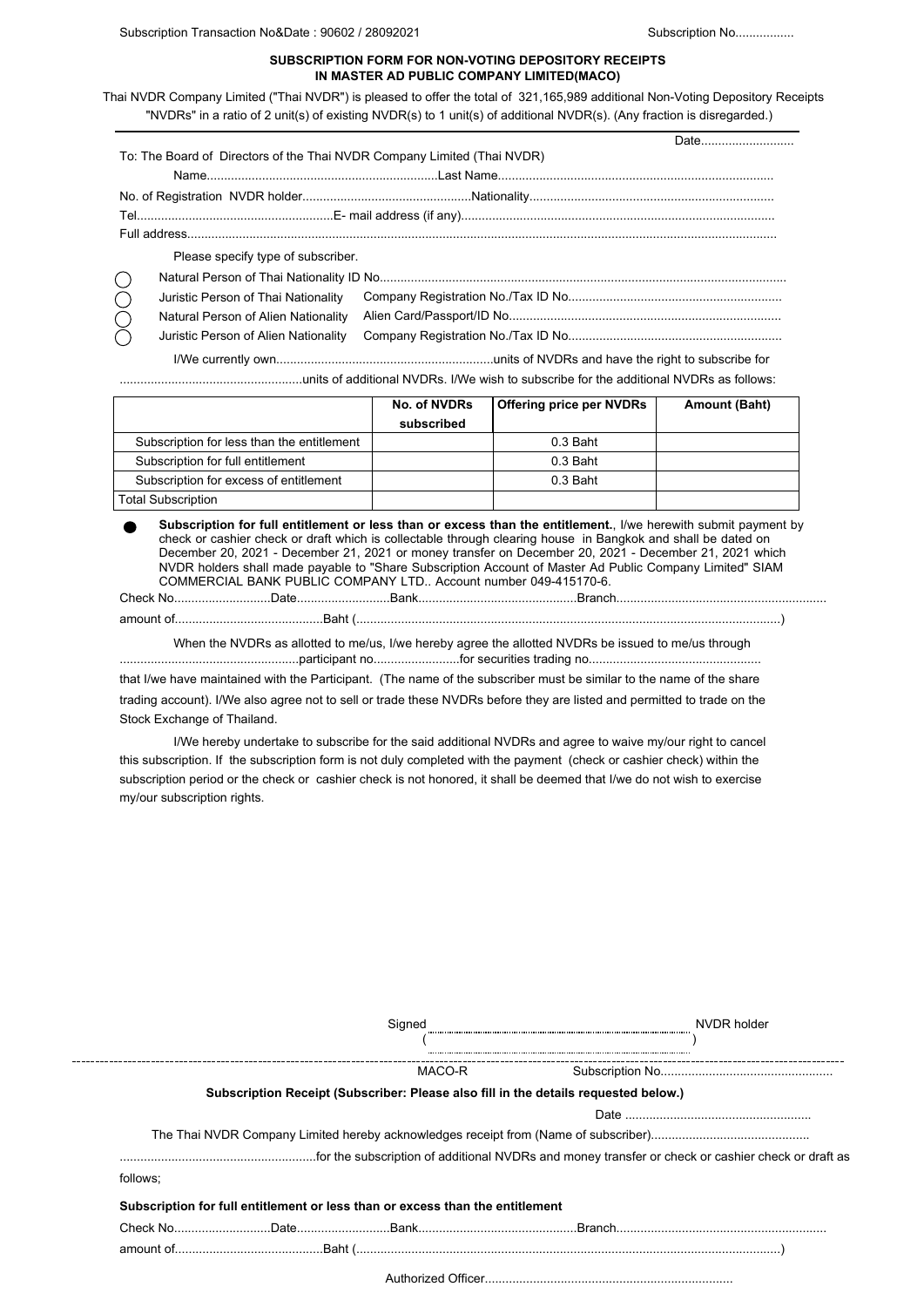Subscription Transaction No&Date : 90602 / 28092021 Subscription No.................

**SUBSCRIPTION FORM FOR NON-VOTING DEPOSITORY RECEIPTS IN MASTER AD PUBLIC COMPANY LIMITED(MACO)**

Thai NVDR Company Limited ("Thai NVDR") is pleased to offer the total of 321,165,989 additional Non-Voting Depository Receipts "NVDRs" in a ratio of 2 unit(s) of existing NVDR(s) to 1 unit(s) of additional NVDR(s). (Any fraction is disregarded.)

Date...........................

To: The Board of Directors of the Thai NVDR Company Limited (Thai NVDR)

Name...................................................................Last Name...............................................................................

No. of Registration NVDR holder.................................................Nationality.....................................................................

Tel.........................................................E- mail address (if any).........................................................................................

Full address..........................................................................................................................................................................

Please specify type of subscriber.

◯ Natural Person of Thai Nationality ID No....................................................................................................................

◯ Juristic Person of Thai Nationality Company Registration No./Tax ID No.............................................................

◯ Natural Person of Alien Nationality Alien Card/Passport/ID No.............................................................................

◯ Juristic Person of Alien Nationality Company Registration No./Tax ID No.............................................................

I/We currently own...............................................................units of NVDRs and have the right to subscribe for

.....................................................units of additional NVDRs. I/We wish to subscribe for the additional NVDRs as follows:

| | No. of NVDRs subscribed | Offering price per NVDRs | Amount (Baht) |
|---|---|---|---|
| Subscription for less than the entitlement | | 0.3 Baht | |
| Subscription for full entitlement | | 0.3 Baht | |
| Subscription for excess of entitlement | | 0.3 Baht | |
| Total Subscription | | | |

● **Subscription for full entitlement or less than or excess than the entitlement.**, I/we herewith submit payment by check or cashier check or draft which is collectable through clearing house in Bangkok and shall be dated on December 20, 2021 - December 21, 2021 or money transfer on December 20, 2021 - December 21, 2021 which NVDR holders shall made payable to "Share Subscription Account of Master Ad Public Company Limited" SIAM COMMERCIAL BANK PUBLIC COMPANY LTD.. Account number 049-415170-6.

Check No............................Date...........................Bank..............................................Branch............................................................

amount of...........................................Baht (..........................................................................................................................)

When the NVDRs as allotted to me/us, I/we hereby agree the allotted NVDRs be issued to me/us through ....................................................participant no.........................for securities trading no................................................. that I/we have maintained with the Participant. (The name of the subscriber must be similar to the name of the share trading account). I/We also agree not to sell or trade these NVDRs before they are listed and permitted to trade on the Stock Exchange of Thailand.

I/We hereby undertake to subscribe for the said additional NVDRs and agree to waive my/our right to cancel this subscription. If the subscription form is not duly completed with the payment (check or cashier check) within the subscription period or the check or cashier check is not honored, it shall be deemed that I/we do not wish to exercise my/our subscription rights.

Signed ........................................................................ NVDR holder

( ........................................................................ )

---

MACO-R Subscription No.................................................

**Subscription Receipt (Subscriber: Please also fill in the details requested below.)**

Date .....................................................

The Thai NVDR Company Limited hereby acknowledges receipt from (Name of subscriber)............................................

.........................................................for the subscription of additional NVDRs and money transfer or check or cashier check or draft as follows;

**Subscription for full entitlement or less than or excess than the entitlement**

Check No............................Date...........................Bank..............................................Branch............................................................

amount of...........................................Baht (..........................................................................................................................)

Authorized Officer.......................................................................